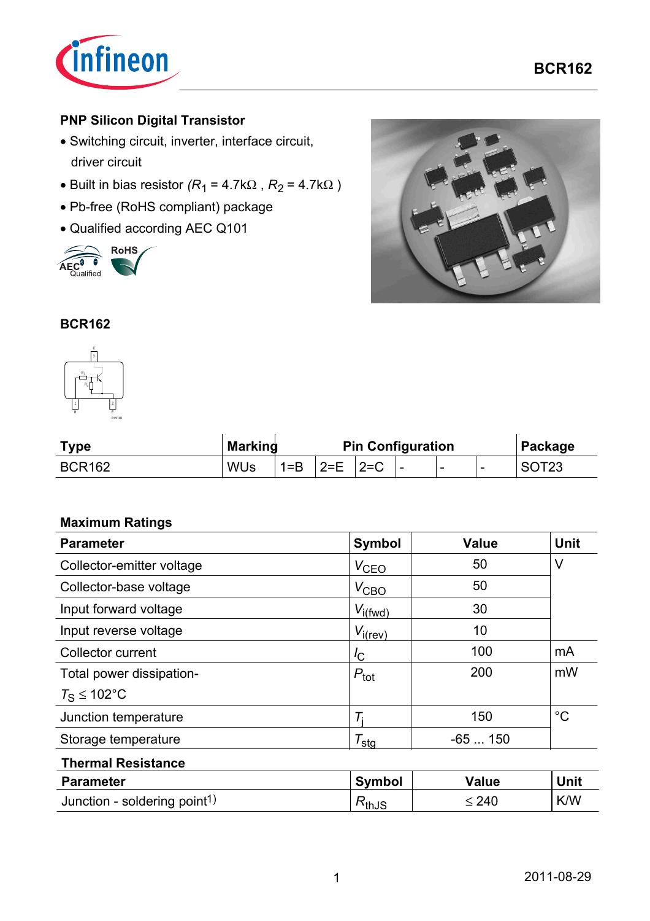## PNP Silicon Digital Transistor

- Switching circuit, inverter, interface circuit, driver circuit
- Built in bias resistor ($R_1$ = 4.7kΩ , $R_2$ = 4.7kΩ )
- Pb-free (RoHS compliant) package
- Qualified according AEC Q101

### BCR162

| Type | Marking | Pin Configuration | | | | | | Package |
|---|---|---|---|---|---|---|---|---|
| BCR162 | WUs | 1=B | 2=E | 2=C | - | - | - | SOT23 |

### Maximum Ratings

| Parameter | Symbol | Value | Unit |
|---|---|---|---|
| Collector-emitter voltage | $V_{CEO}$ | 50 | V |
| Collector-base voltage | $V_{CBO}$ | 50 | |
| Input forward voltage | $V_{i(fwd)}$ | 30 | |
| Input reverse voltage | $V_{i(rev)}$ | 10 | |
| Collector current | $I_C$ | 100 | mA |
| Total power dissipation- $T_S \leq 102°C$ | $P_{tot}$ | 200 | mW |
| Junction temperature | $T_j$ | 150 | °C |
| Storage temperature | $T_{stg}$ | -65 ... 150 | |

### Thermal Resistance

| Parameter | Symbol | Value | Unit |
|---|---|---|---|
| Junction - soldering point[1] | $R_{thJS}$ | ≤ 240 | K/W |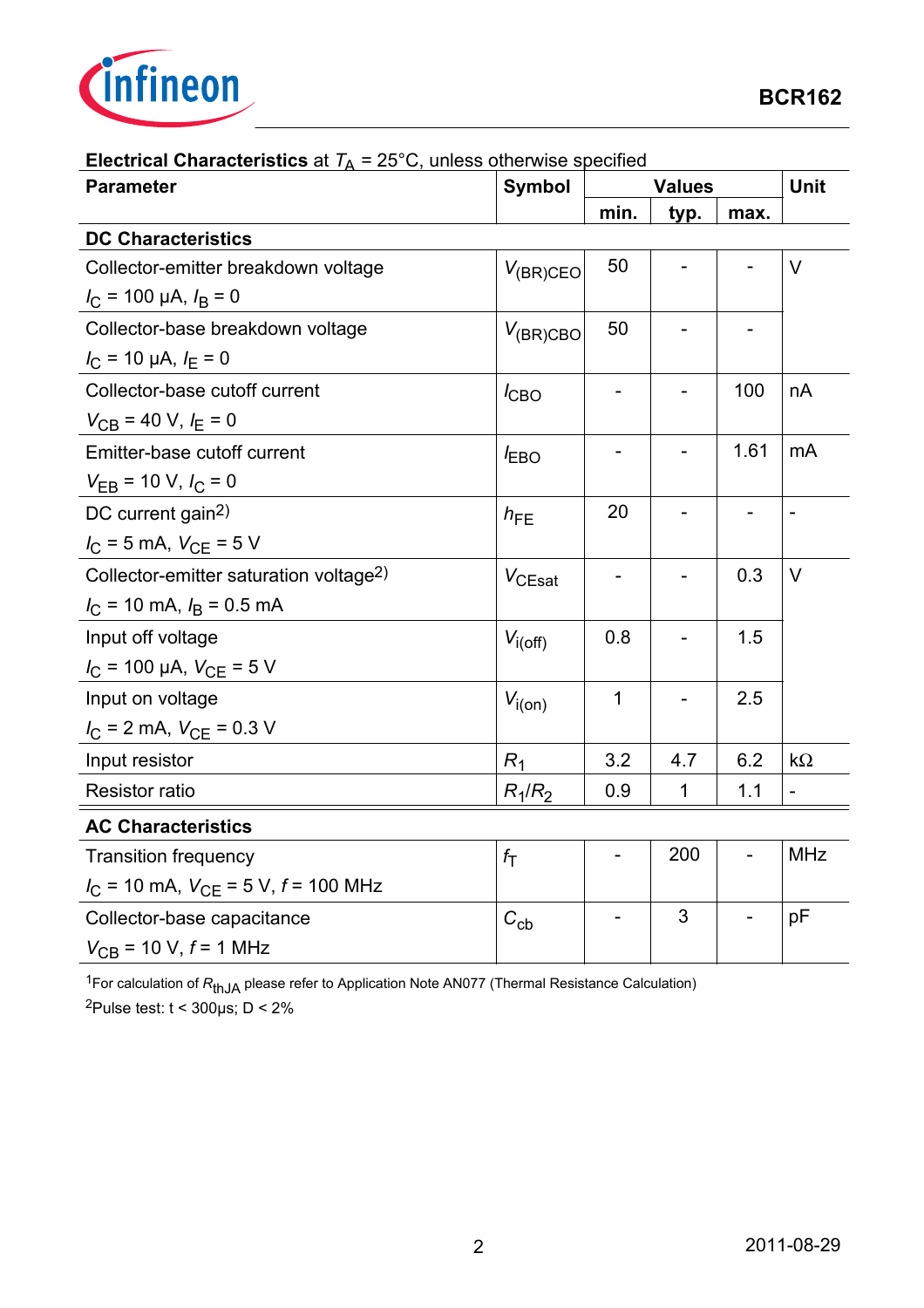**Electrical Characteristics** at $T_A$ = 25°C, unless otherwise specified

| Parameter | Symbol | Values | | | Unit |
|---|---|---|---|---|---|
| | | min. | typ. | max. | |
| **DC Characteristics** | | | | | |
| Collector-emitter breakdown voltage<br>$I_C$ = 100 µA, $I_B$ = 0 | $V_{(BR)CEO}$ | 50 | - | - | V |
| Collector-base breakdown voltage<br>$I_C$ = 10 µA, $I_E$ = 0 | $V_{(BR)CBO}$ | 50 | - | - | |
| Collector-base cutoff current<br>$V_{CB}$ = 40 V, $I_E$ = 0 | $I_{CBO}$ | - | - | 100 | nA |
| Emitter-base cutoff current<br>$V_{EB}$ = 10 V, $I_C$ = 0 | $I_{EBO}$ | - | - | 1.61 | mA |
| DC current gain[2)]<br>$I_C$ = 5 mA, $V_{CE}$ = 5 V | $h_{FE}$ | 20 | - | - | - |
| Collector-emitter saturation voltage[2)]<br>$I_C$ = 10 mA, $I_B$ = 0.5 mA | $V_{CEsat}$ | - | - | 0.3 | V |
| Input off voltage<br>$I_C$ = 100 µA, $V_{CE}$ = 5 V | $V_{i(off)}$ | 0.8 | - | 1.5 | |
| Input on voltage<br>$I_C$ = 2 mA, $V_{CE}$ = 0.3 V | $V_{i(on)}$ | 1 | - | 2.5 | |
| Input resistor | $R_1$ | 3.2 | 4.7 | 6.2 | kΩ |
| Resistor ratio | $R_1/R_2$ | 0.9 | 1 | 1.1 | - |
| **AC Characteristics** | | | | | |
| Transition frequency<br>$I_C$ = 10 mA, $V_{CE}$ = 5 V, $f$ = 100 MHz | $f_T$ | - | 200 | - | MHz |
| Collector-base capacitance<br>$V_{CB}$ = 10 V, $f$ = 1 MHz | $C_{cb}$ | - | 3 | - | pF |

[1]For calculation of $R_{thJA}$ please refer to Application Note AN077 (Thermal Resistance Calculation)

[2]Pulse test: t < 300µs; D < 2%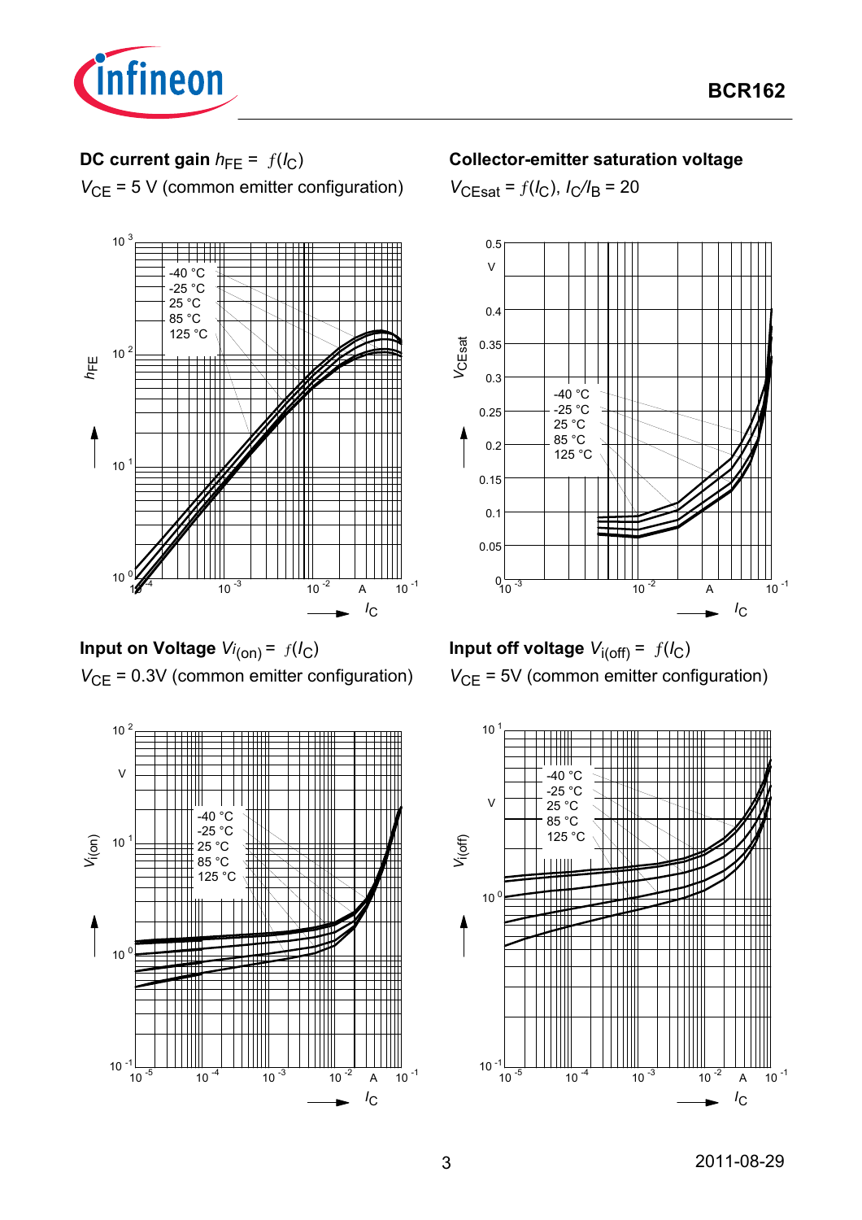**DC current gain** $h_{FE} = f(I_C)$

$V_{CE}$ = 5 V (common emitter configuration)

**Collector-emitter saturation voltage**

$V_{CEsat} = f(I_C)$, $I_C/I_B = 20$

**Input on Voltage** $V_{i(on)} = f(I_C)$

$V_{CE}$ = 0.3V (common emitter configuration)

**Input off voltage** $V_{i(off)} = f(I_C)$

$V_{CE}$ = 5V (common emitter configuration)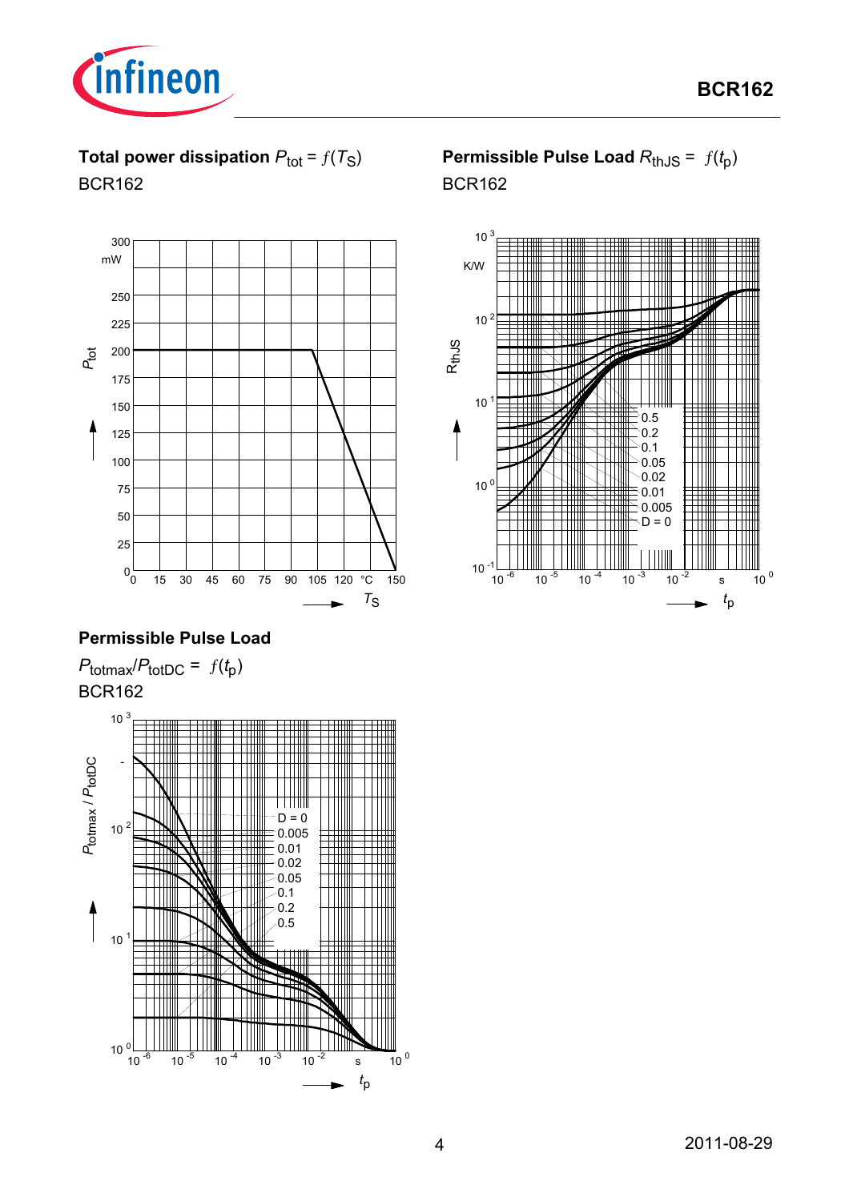### Total power dissipation $P_{tot} = f(T_S)$

BCR162

### Permissible Pulse Load $R_{thJS} = f(t_p)$

BCR162

### Permissible Pulse Load

$P_{totmax}/P_{totDC} = f(t_p)$

BCR162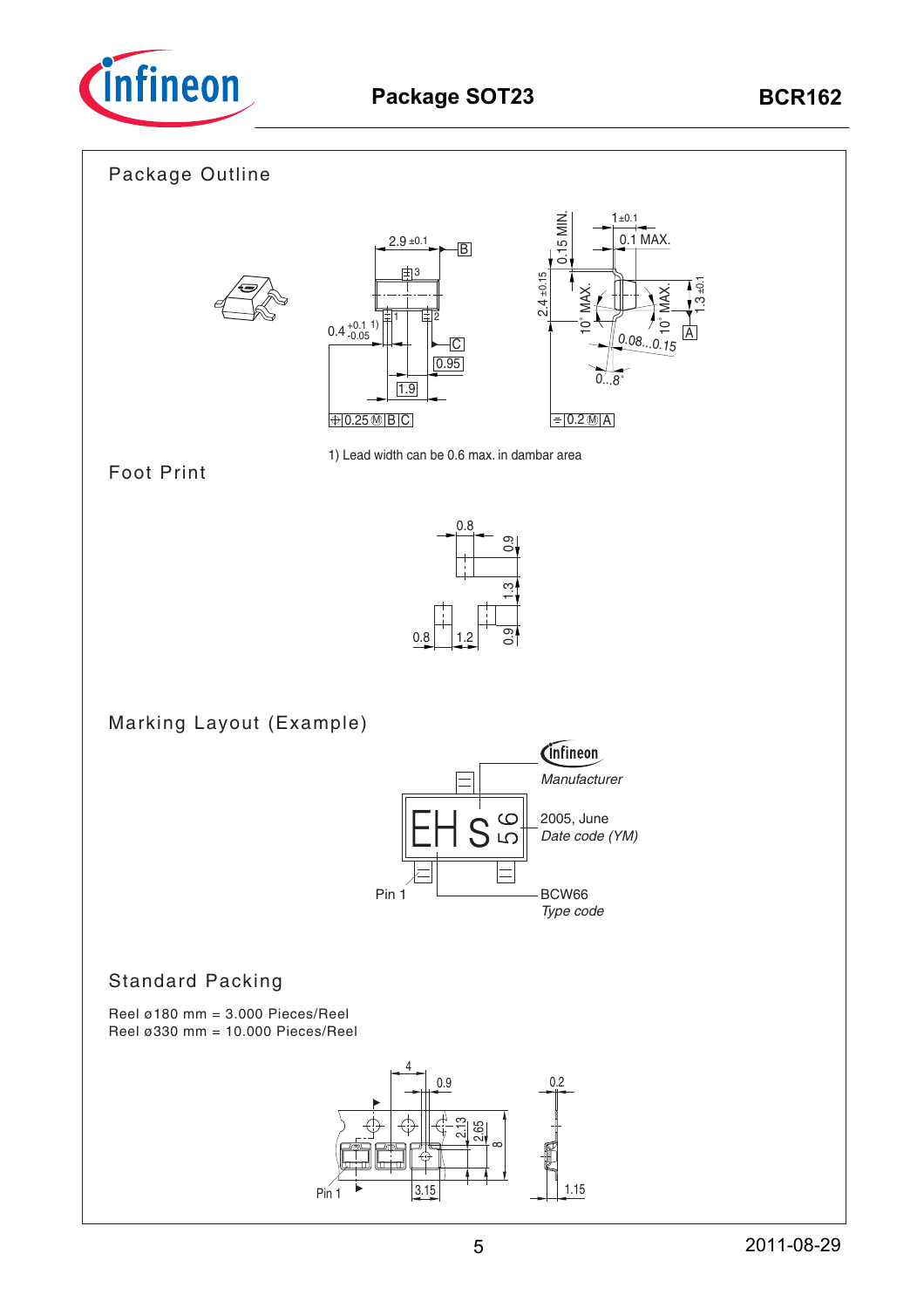## Package Outline

1) Lead width can be 0.6 max. in dambar area

## Foot Print

## Marking Layout (Example)

## Standard Packing

Reel ø180 mm = 3.000 Pieces/Reel
Reel ø330 mm = 10.000 Pieces/Reel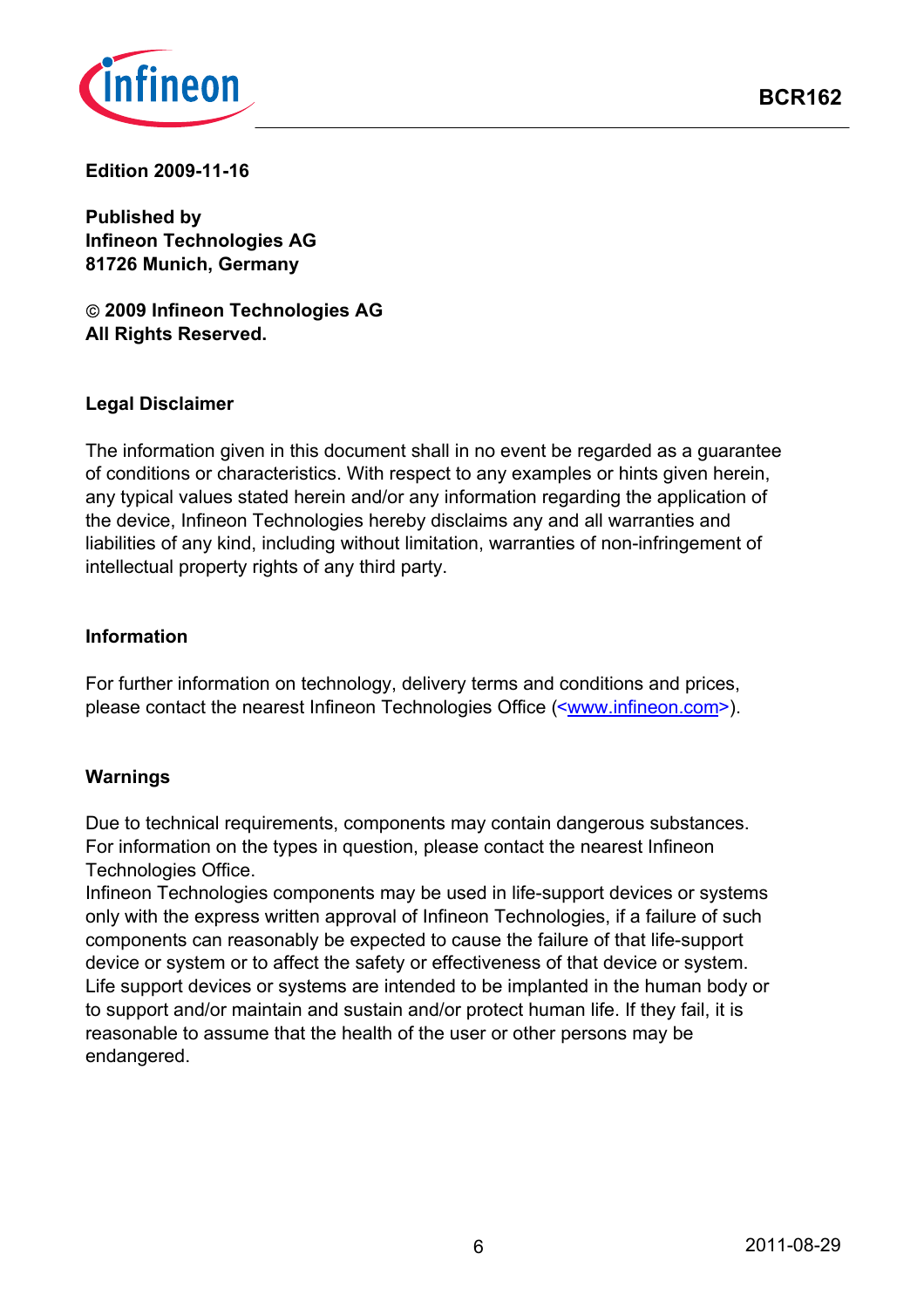**Edition 2009-11-16**

**Published by**
**Infineon Technologies AG**
**81726 Munich, Germany**

**© 2009 Infineon Technologies AG**
**All Rights Reserved.**

**Legal Disclaimer**

The information given in this document shall in no event be regarded as a guarantee of conditions or characteristics. With respect to any examples or hints given herein, any typical values stated herein and/or any information regarding the application of the device, Infineon Technologies hereby disclaims any and all warranties and liabilities of any kind, including without limitation, warranties of non-infringement of intellectual property rights of any third party.

**Information**

For further information on technology, delivery terms and conditions and prices, please contact the nearest Infineon Technologies Office (<www.infineon.com>).

**Warnings**

Due to technical requirements, components may contain dangerous substances. For information on the types in question, please contact the nearest Infineon Technologies Office.
Infineon Technologies components may be used in life-support devices or systems only with the express written approval of Infineon Technologies, if a failure of such components can reasonably be expected to cause the failure of that life-support device or system or to affect the safety or effectiveness of that device or system. Life support devices or systems are intended to be implanted in the human body or to support and/or maintain and sustain and/or protect human life. If they fail, it is reasonable to assume that the health of the user or other persons may be endangered.